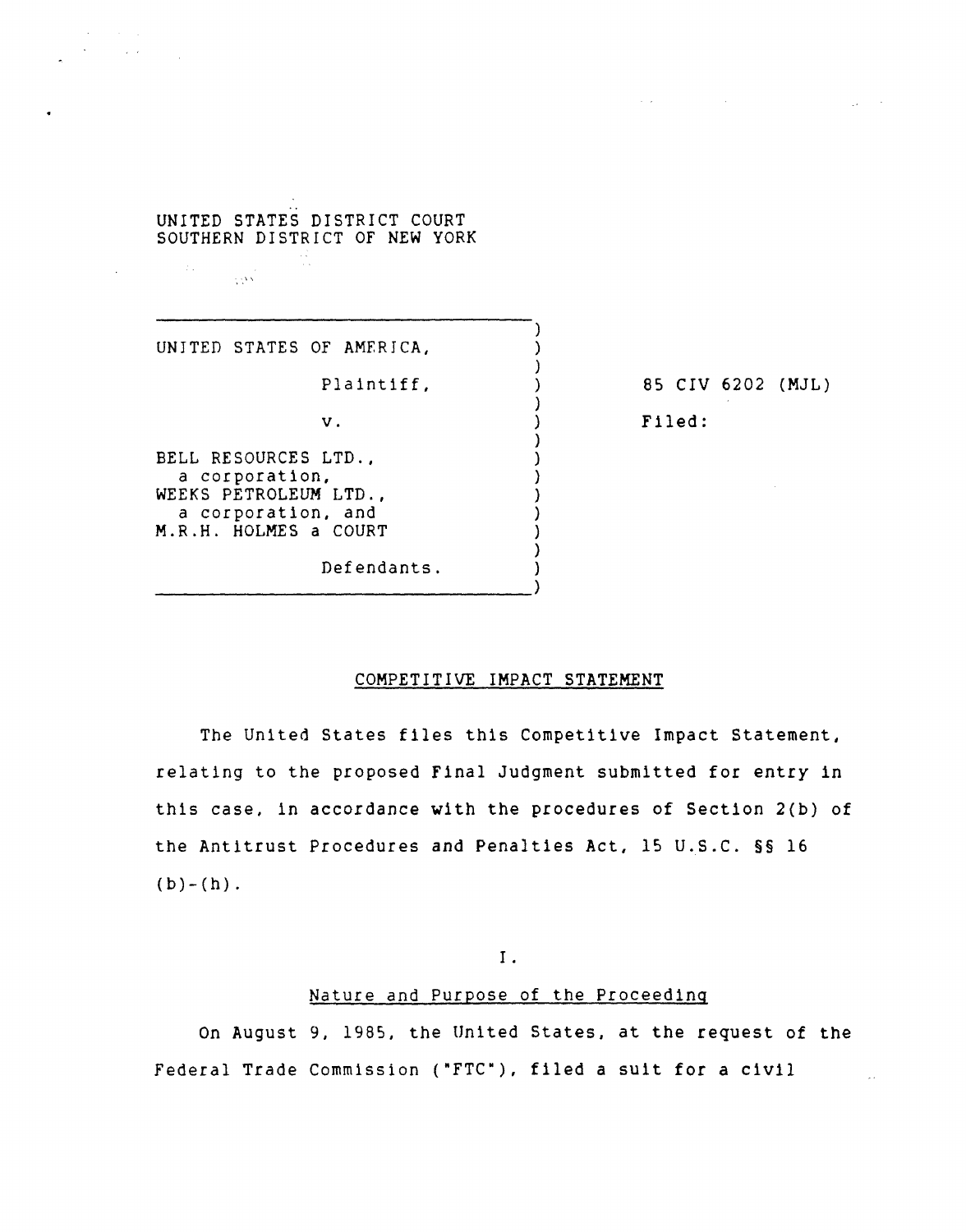UNITED STATES DISTRICT COURT
SOUTHERN DISTRICT OF NEW YORK

| | |
|---|---|
| UNITED STATES OF AMERICA,<br><br>Plaintiff,<br><br>v.<br><br>BELL RESOURCES LTD., a corporation,<br>WEEKS PETROLEUM LTD., a corporation, and<br>M.R.H. HOLMES a COURT<br><br>Defendants. | 85 CIV 6202 (MJL)<br><br>Filed: |

## COMPETITIVE IMPACT STATEMENT

The United States files this Competitive Impact Statement, relating to the proposed Final Judgment submitted for entry in this case, in accordance with the procedures of Section 2(b) of the Antitrust Procedures and Penalties Act, 15 U.S.C. §§ 16 (b)-(h).

### I.

### Nature and Purpose of the Proceeding

On August 9, 1985, the United States, at the request of the Federal Trade Commission ("FTC"), filed a suit for a civil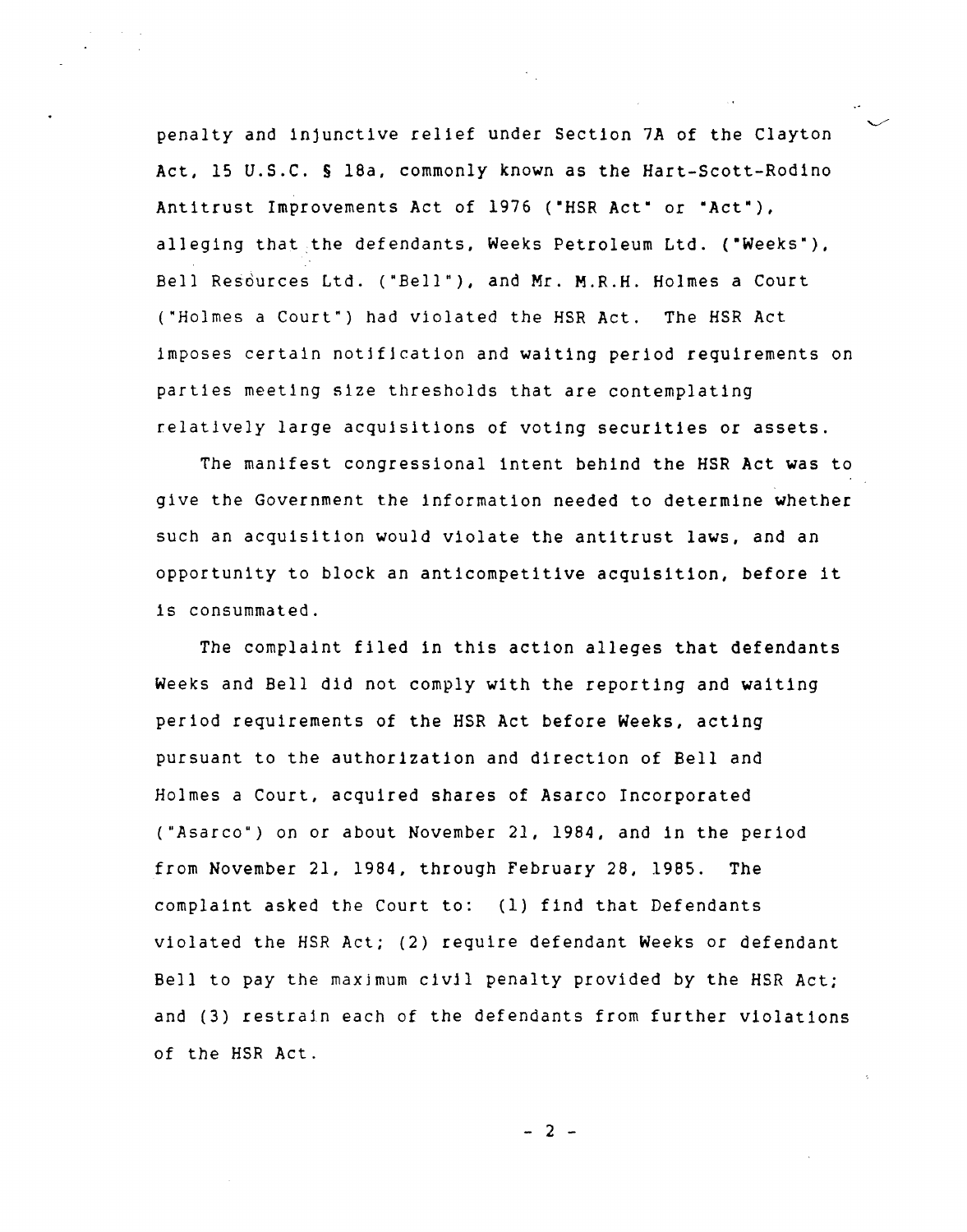penalty and injunctive relief under Section 7A of the Clayton Act, 15 U.S.C. § 18a, commonly known as the Hart-Scott-Rodino Antitrust Improvements Act of 1976 ("HSR Act" or "Act"), alleging that the defendants, Weeks Petroleum Ltd. ("Weeks"), Bell Resources Ltd. ("Bell"), and Mr. M.R.H. Holmes a Court ("Holmes a Court") had violated the HSR Act. The HSR Act imposes certain notification and waiting period requirements on parties meeting size thresholds that are contemplating relatively large acquisitions of voting securities or assets.

The manifest congressional intent behind the HSR Act was to give the Government the information needed to determine whether such an acquisition would violate the antitrust laws, and an opportunity to block an anticompetitive acquisition, before it is consummated.

The complaint filed in this action alleges that defendants Weeks and Bell did not comply with the reporting and waiting period requirements of the HSR Act before Weeks, acting pursuant to the authorization and direction of Bell and Holmes a Court, acquired shares of Asarco Incorporated ("Asarco") on or about November 21, 1984, and in the period from November 21, 1984, through February 28, 1985. The complaint asked the Court to: (1) find that Defendants violated the HSR Act; (2) require defendant Weeks or defendant Bell to pay the maximum civil penalty provided by the HSR Act; and (3) restrain each of the defendants from further violations of the HSR Act.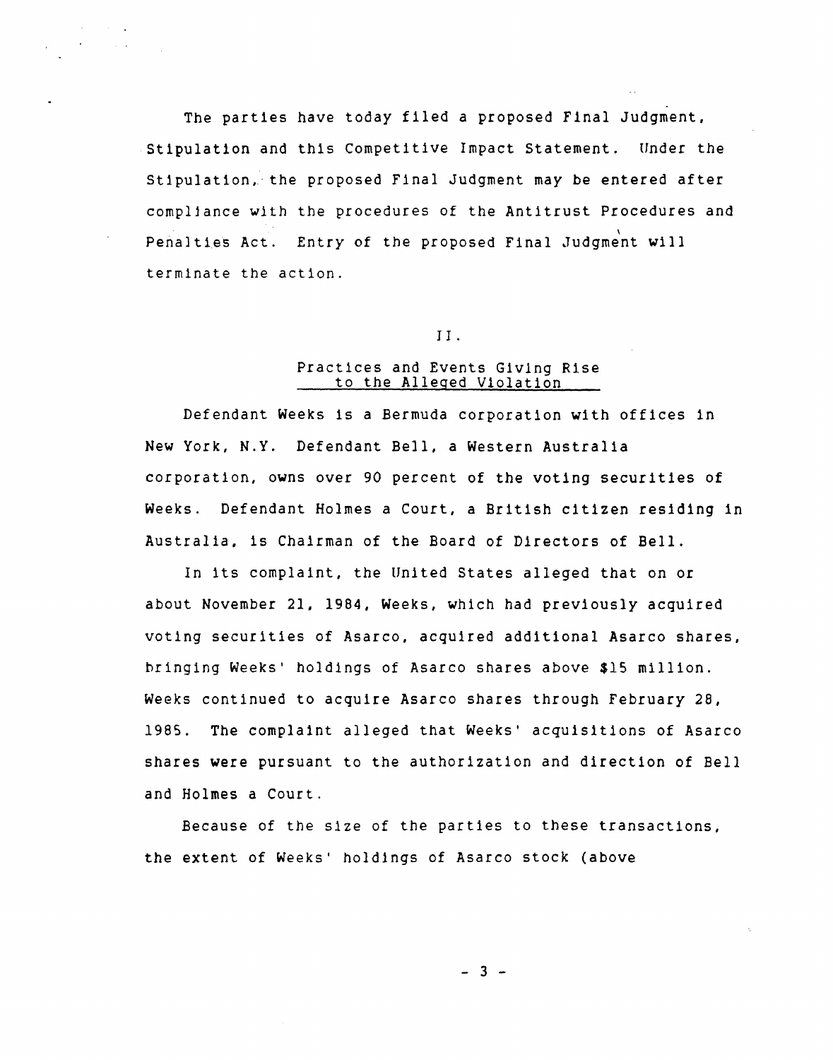The parties have today filed a proposed Final Judgment, Stipulation and this Competitive Impact Statement. Under the Stipulation, the proposed Final Judgment may be entered after compliance with the procedures of the Antitrust Procedures and Penalties Act. Entry of the proposed Final Judgment will terminate the action.

## II.

## Practices and Events Giving Rise to the Alleged Violation

Defendant Weeks is a Bermuda corporation with offices in New York, N.Y. Defendant Bell, a Western Australia corporation, owns over 90 percent of the voting securities of Weeks. Defendant Holmes a Court, a British citizen residing in Australia, is Chairman of the Board of Directors of Bell.

In its complaint, the United States alleged that on or about November 21, 1984, Weeks, which had previously acquired voting securities of Asarco, acquired additional Asarco shares, bringing Weeks' holdings of Asarco shares above $15 million. Weeks continued to acquire Asarco shares through February 28, 1985. The complaint alleged that Weeks' acquisitions of Asarco shares were pursuant to the authorization and direction of Bell and Holmes a Court.

Because of the size of the parties to these transactions, the extent of Weeks' holdings of Asarco stock (above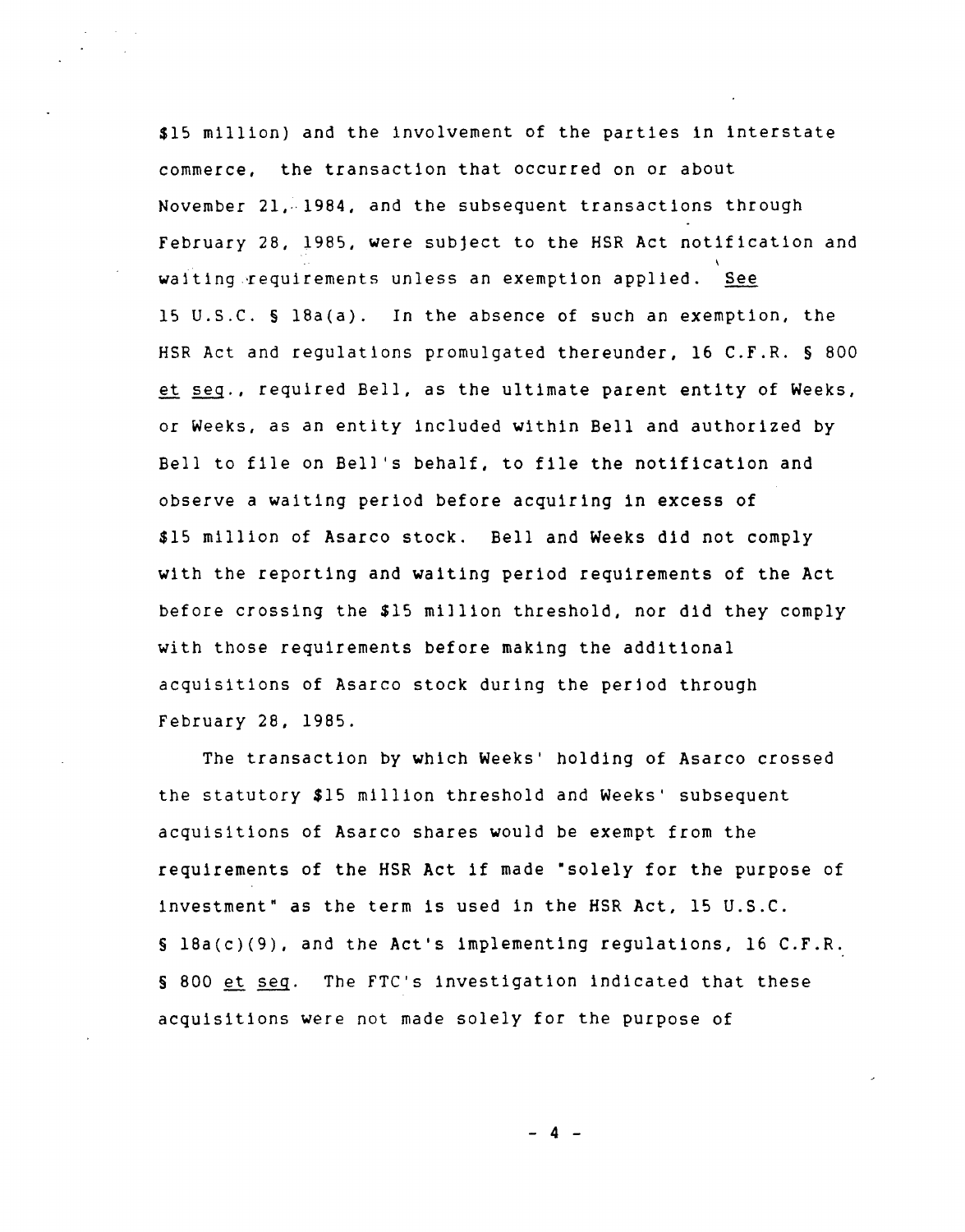$15 million) and the involvement of the parties in interstate commerce, the transaction that occurred on or about November 21, 1984, and the subsequent transactions through February 28, 1985, were subject to the HSR Act notification and waiting requirements unless an exemption applied. See 15 U.S.C. § 18a(a). In the absence of such an exemption, the HSR Act and regulations promulgated thereunder, 16 C.F.R. § 800 et seq., required Bell, as the ultimate parent entity of Weeks, or Weeks, as an entity included within Bell and authorized by Bell to file on Bell's behalf, to file the notification and observe a waiting period before acquiring in excess of $15 million of Asarco stock. Bell and Weeks did not comply with the reporting and waiting period requirements of the Act before crossing the $15 million threshold, nor did they comply with those requirements before making the additional acquisitions of Asarco stock during the period through February 28, 1985.

The transaction by which Weeks' holding of Asarco crossed the statutory $15 million threshold and Weeks' subsequent acquisitions of Asarco shares would be exempt from the requirements of the HSR Act if made "solely for the purpose of investment" as the term is used in the HSR Act, 15 U.S.C. § 18a(c)(9), and the Act's implementing regulations, 16 C.F.R. § 800 et seq. The FTC's investigation indicated that these acquisitions were not made solely for the purpose of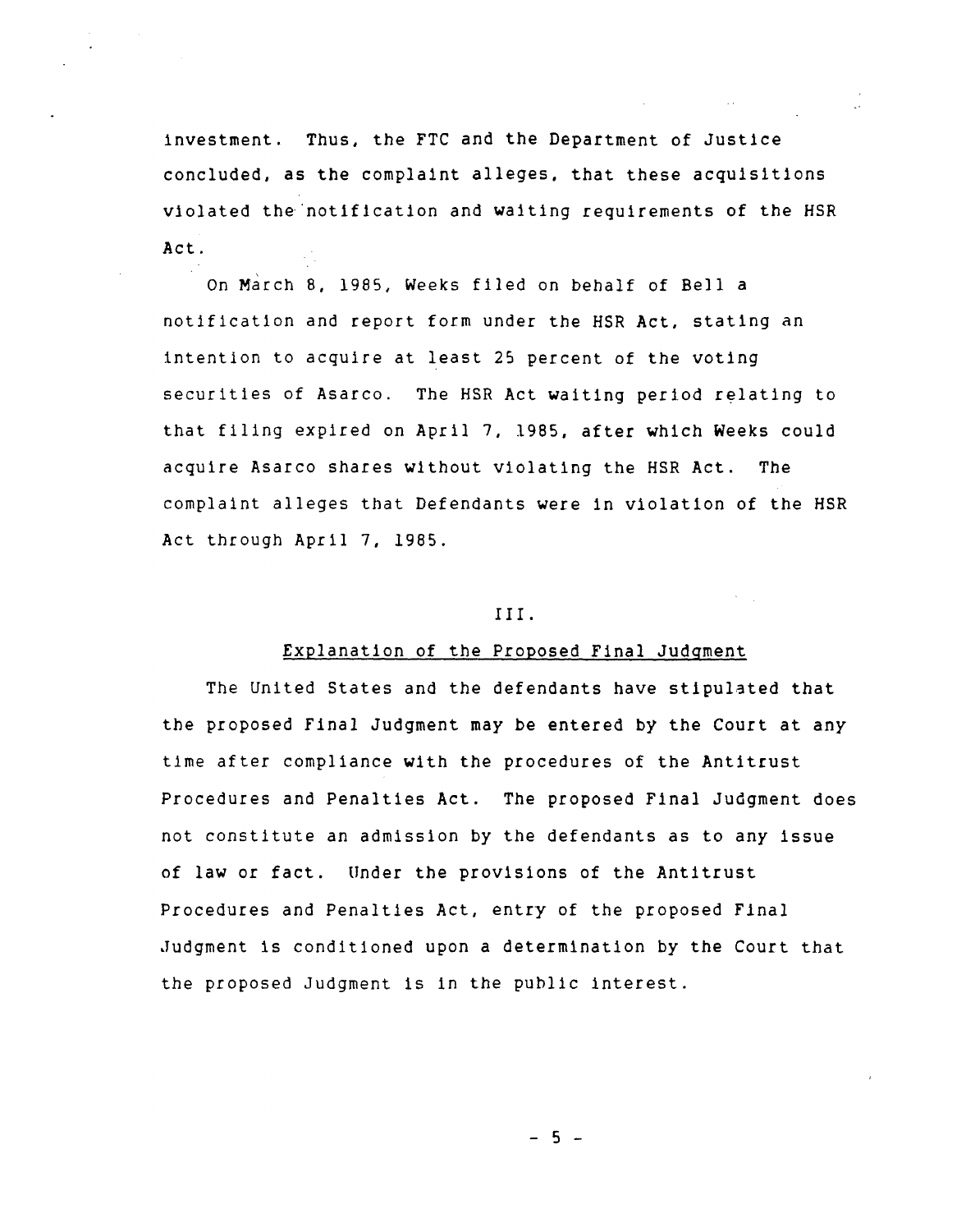investment. Thus, the FTC and the Department of Justice concluded, as the complaint alleges, that these acquisitions violated the notification and waiting requirements of the HSR Act.

On March 8, 1985, Weeks filed on behalf of Bell a notification and report form under the HSR Act, stating an intention to acquire at least 25 percent of the voting securities of Asarco. The HSR Act waiting period relating to that filing expired on April 7, 1985, after which Weeks could acquire Asarco shares without violating the HSR Act. The complaint alleges that Defendants were in violation of the HSR Act through April 7, 1985.

## III.

## Explanation of the Proposed Final Judgment

The United States and the defendants have stipulated that the proposed Final Judgment may be entered by the Court at any time after compliance with the procedures of the Antitrust Procedures and Penalties Act. The proposed Final Judgment does not constitute an admission by the defendants as to any issue of law or fact. Under the provisions of the Antitrust Procedures and Penalties Act, entry of the proposed Final Judgment is conditioned upon a determination by the Court that the proposed Judgment is in the public interest.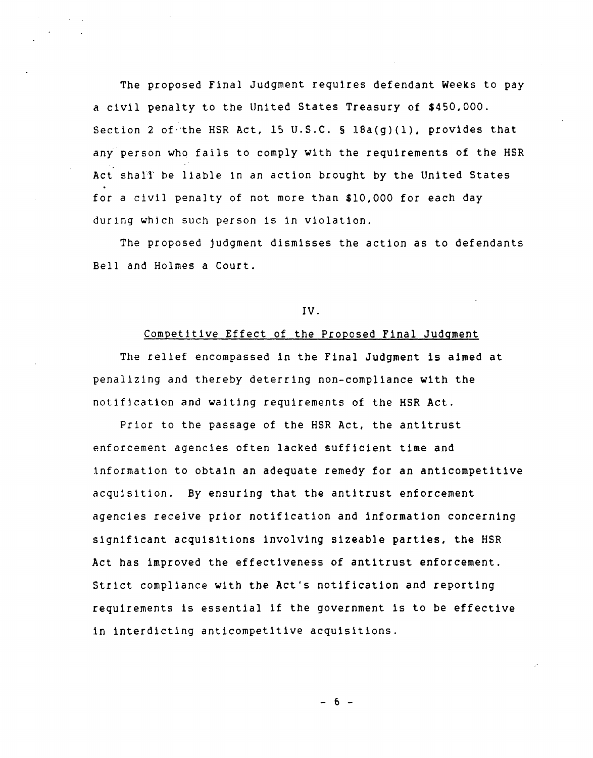The proposed Final Judgment requires defendant Weeks to pay a civil penalty to the United States Treasury of $450,000. Section 2 of the HSR Act, 15 U.S.C. § 18a(g)(1), provides that any person who fails to comply with the requirements of the HSR Act shall be liable in an action brought by the United States for a civil penalty of not more than $10,000 for each day during which such person is in violation.

The proposed judgment dismisses the action as to defendants Bell and Holmes a Court.

## IV.

### Competitive Effect of the Proposed Final Judgment

The relief encompassed in the Final Judgment is aimed at penalizing and thereby deterring non-compliance with the notification and waiting requirements of the HSR Act.

Prior to the passage of the HSR Act, the antitrust enforcement agencies often lacked sufficient time and information to obtain an adequate remedy for an anticompetitive acquisition. By ensuring that the antitrust enforcement agencies receive prior notification and information concerning significant acquisitions involving sizeable parties, the HSR Act has improved the effectiveness of antitrust enforcement. Strict compliance with the Act's notification and reporting requirements is essential if the government is to be effective in interdicting anticompetitive acquisitions.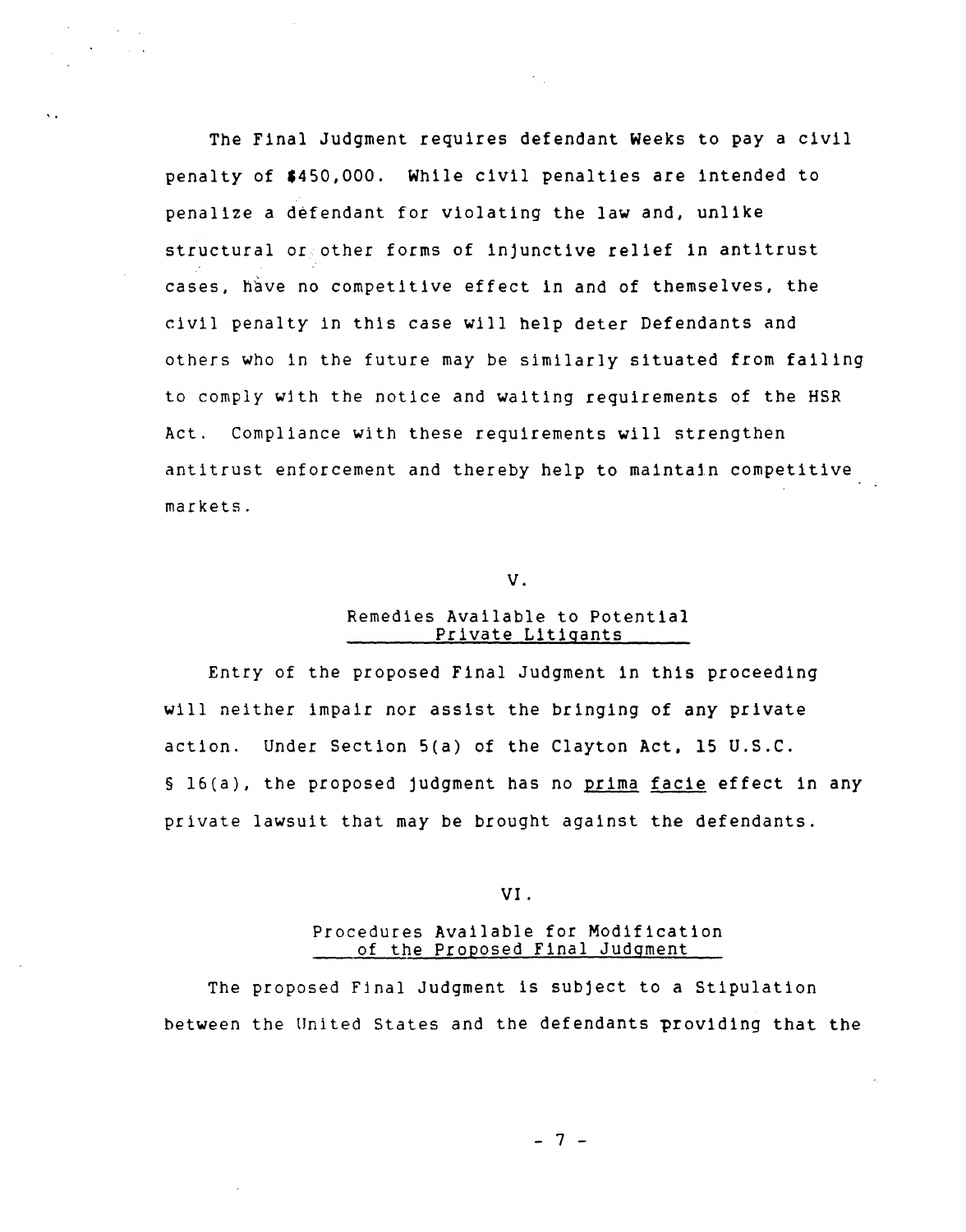The Final Judgment requires defendant Weeks to pay a civil penalty of $450,000. While civil penalties are intended to penalize a defendant for violating the law and, unlike structural or other forms of injunctive relief in antitrust cases, have no competitive effect in and of themselves, the civil penalty in this case will help deter Defendants and others who in the future may be similarly situated from failing to comply with the notice and waiting requirements of the HSR Act. Compliance with these requirements will strengthen antitrust enforcement and thereby help to maintain competitive markets.

## V.

## Remedies Available to Potential Private Litigants

Entry of the proposed Final Judgment in this proceeding will neither impair nor assist the bringing of any private action. Under Section 5(a) of the Clayton Act, 15 U.S.C. § 16(a), the proposed judgment has no *prima facie* effect in any private lawsuit that may be brought against the defendants.

## VI.

## Procedures Available for Modification of the Proposed Final Judgment

The proposed Final Judgment is subject to a Stipulation between the United States and the defendants providing that the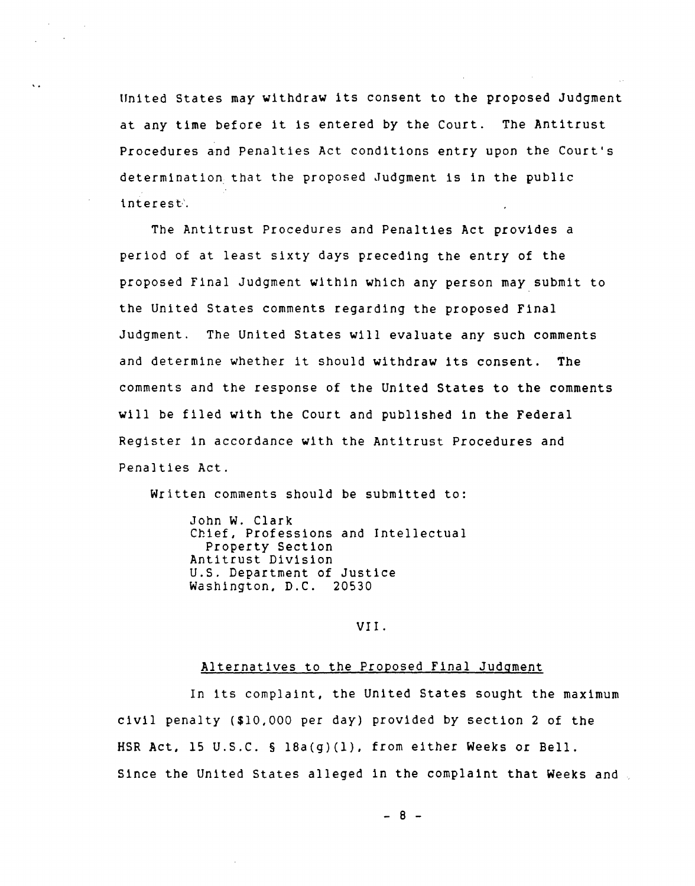United States may withdraw its consent to the proposed Judgment at any time before it is entered by the Court. The Antitrust Procedures and Penalties Act conditions entry upon the Court's determination that the proposed Judgment is in the public interest.

The Antitrust Procedures and Penalties Act provides a period of at least sixty days preceding the entry of the proposed Final Judgment within which any person may submit to the United States comments regarding the proposed Final Judgment. The United States will evaluate any such comments and determine whether it should withdraw its consent. The comments and the response of the United States to the comments will be filed with the Court and published in the Federal Register in accordance with the Antitrust Procedures and Penalties Act.

Written comments should be submitted to:

> John W. Clark
> Chief, Professions and Intellectual Property Section
> Antitrust Division
> U.S. Department of Justice
> Washington, D.C. 20530

## VII.

### Alternatives to the Proposed Final Judgment

In its complaint, the United States sought the maximum civil penalty ($10,000 per day) provided by section 2 of the HSR Act, 15 U.S.C. § 18a(g)(1), from either Weeks or Bell. Since the United States alleged in the complaint that Weeks and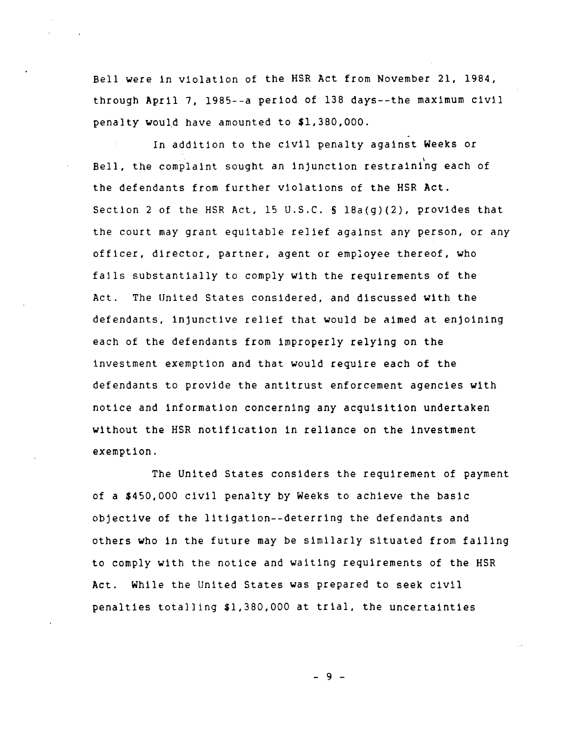Bell were in violation of the HSR Act from November 21, 1984, through April 7, 1985--a period of 138 days--the maximum civil penalty would have amounted to $1,380,000.

In addition to the civil penalty against Weeks or Bell, the complaint sought an injunction restraining each of the defendants from further violations of the HSR Act. Section 2 of the HSR Act, 15 U.S.C. § 18a(g)(2), provides that the court may grant equitable relief against any person, or any officer, director, partner, agent or employee thereof, who fails substantially to comply with the requirements of the Act. The United States considered, and discussed with the defendants, injunctive relief that would be aimed at enjoining each of the defendants from improperly relying on the investment exemption and that would require each of the defendants to provide the antitrust enforcement agencies with notice and information concerning any acquisition undertaken without the HSR notification in reliance on the investment exemption.

The United States considers the requirement of payment of a $450,000 civil penalty by Weeks to achieve the basic objective of the litigation--deterring the defendants and others who in the future may be similarly situated from failing to comply with the notice and waiting requirements of the HSR Act. While the United States was prepared to seek civil penalties totalling $1,380,000 at trial, the uncertainties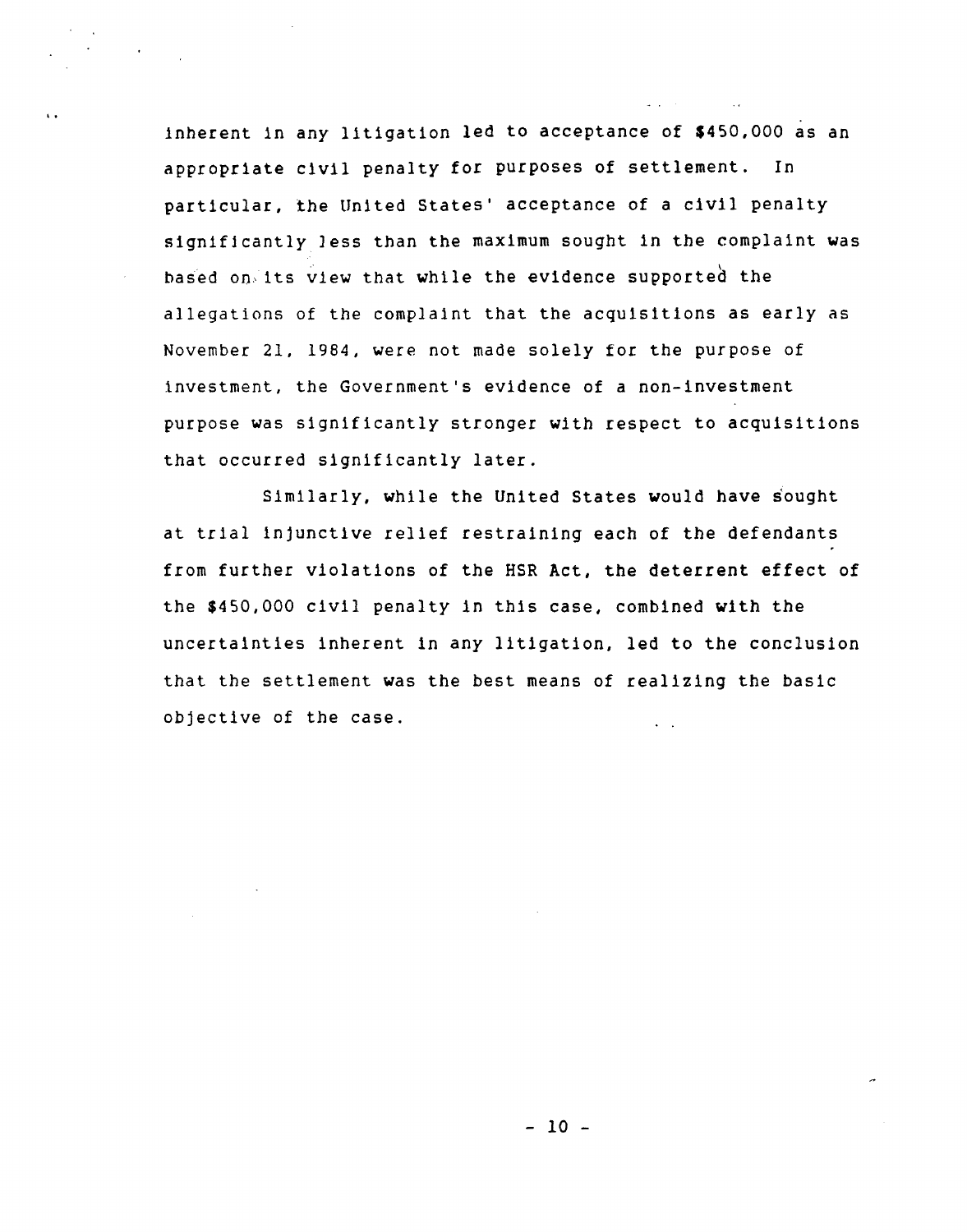inherent in any litigation led to acceptance of $450,000 as an appropriate civil penalty for purposes of settlement. In particular, the United States' acceptance of a civil penalty significantly less than the maximum sought in the complaint was based on its view that while the evidence supported the allegations of the complaint that the acquisitions as early as November 21, 1984, were not made solely for the purpose of investment, the Government's evidence of a non-investment purpose was significantly stronger with respect to acquisitions that occurred significantly later.

Similarly, while the United States would have sought at trial injunctive relief restraining each of the defendants from further violations of the HSR Act, the deterrent effect of the $450,000 civil penalty in this case, combined with the uncertainties inherent in any litigation, led to the conclusion that the settlement was the best means of realizing the basic objective of the case.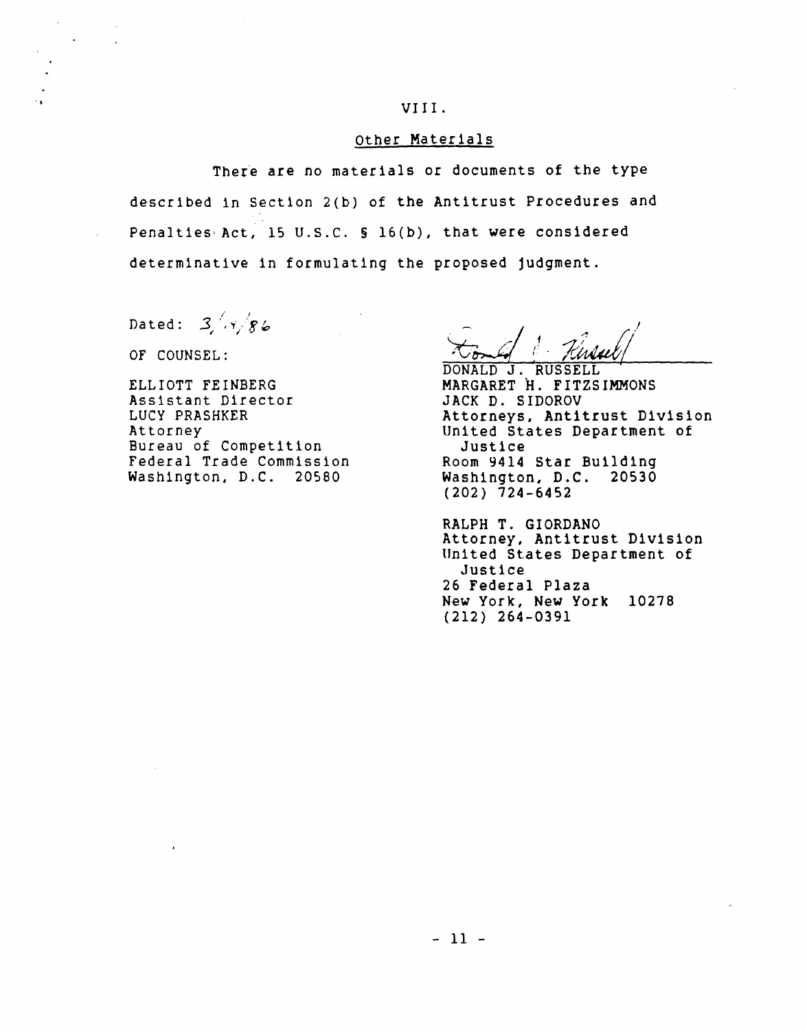## VIII.

### Other Materials

There are no materials or documents of the type described in Section 2(b) of the Antitrust Procedures and Penalties Act, 15 U.S.C. § 16(b), that were considered determinative in formulating the proposed judgment.

Dated: 3/4/86

OF COUNSEL:

ELLIOTT FEINBERG
Assistant Director
LUCY PRASHKER
Attorney
Bureau of Competition
Federal Trade Commission
Washington, D.C. 20580

DONALD J. RUSSELL
MARGARET H. FITZSIMMONS
JACK D. SIDOROV
Attorneys, Antitrust Division
United States Department of Justice
Room 9414 Star Building
Washington, D.C. 20530
(202) 724-6452

RALPH T. GIORDANO
Attorney, Antitrust Division
United States Department of Justice
26 Federal Plaza
New York, New York 10278
(212) 264-0391